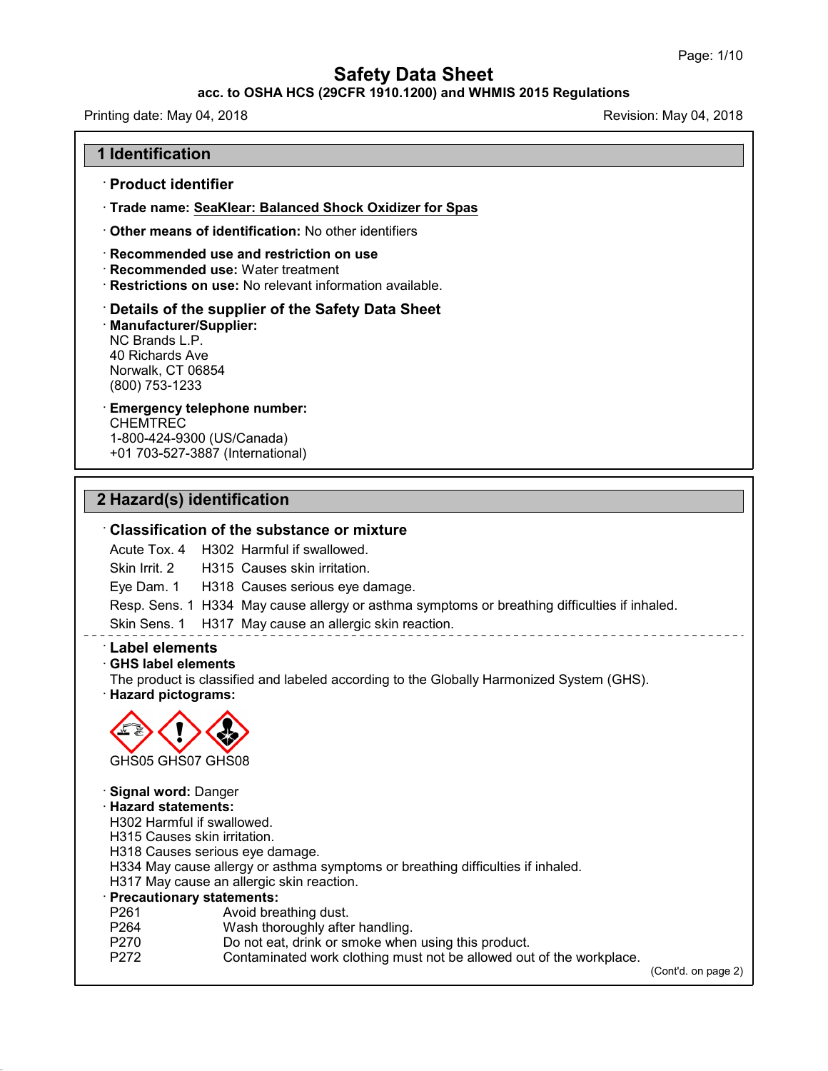# Safety Data Sheet

**acc. to OSHA HCS (29CFR 1910.1200) and WHMIS 2015 Regulations**

Printing date: May 04, 2018 | Revision: May 04, 2018

## 1 Identification

· **Product identifier**

· **Trade name:** **SeaKlear: Balanced Shock Oxidizer for Spas**

· **Other means of identification:** No other identifiers

· **Recommended use and restriction on use**

· **Recommended use:** Water treatment

· **Restrictions on use:** No relevant information available.

· **Details of the supplier of the Safety Data Sheet**

· **Manufacturer/Supplier:**
NC Brands L.P.
40 Richards Ave
Norwalk, CT 06854
(800) 753-1233

· **Emergency telephone number:**
CHEMTREC
1-800-424-9300 (US/Canada)
+01 703-527-3887 (International)

## 2 Hazard(s) identification

· **Classification of the substance or mixture**

| | | |
|---|---|---|
| Acute Tox. 4 | H302 | Harmful if swallowed. |
| Skin Irrit. 2 | H315 | Causes skin irritation. |
| Eye Dam. 1 | H318 | Causes serious eye damage. |
| Resp. Sens. 1 | H334 | May cause allergy or asthma symptoms or breathing difficulties if inhaled. |
| Skin Sens. 1 | H317 | May cause an allergic skin reaction. |

· **Label elements**

· **GHS label elements**
The product is classified and labeled according to the Globally Harmonized System (GHS).

· **Hazard pictograms:**

GHS05 GHS07 GHS08

· **Signal word:** Danger

· **Hazard statements:**
H302 Harmful if swallowed.
H315 Causes skin irritation.
H318 Causes serious eye damage.
H334 May cause allergy or asthma symptoms or breathing difficulties if inhaled.
H317 May cause an allergic skin reaction.

· **Precautionary statements:**

| | |
|---|---|
| P261 | Avoid breathing dust. |
| P264 | Wash thoroughly after handling. |
| P270 | Do not eat, drink or smoke when using this product. |
| P272 | Contaminated work clothing must not be allowed out of the workplace. |

(Cont'd. on page 2)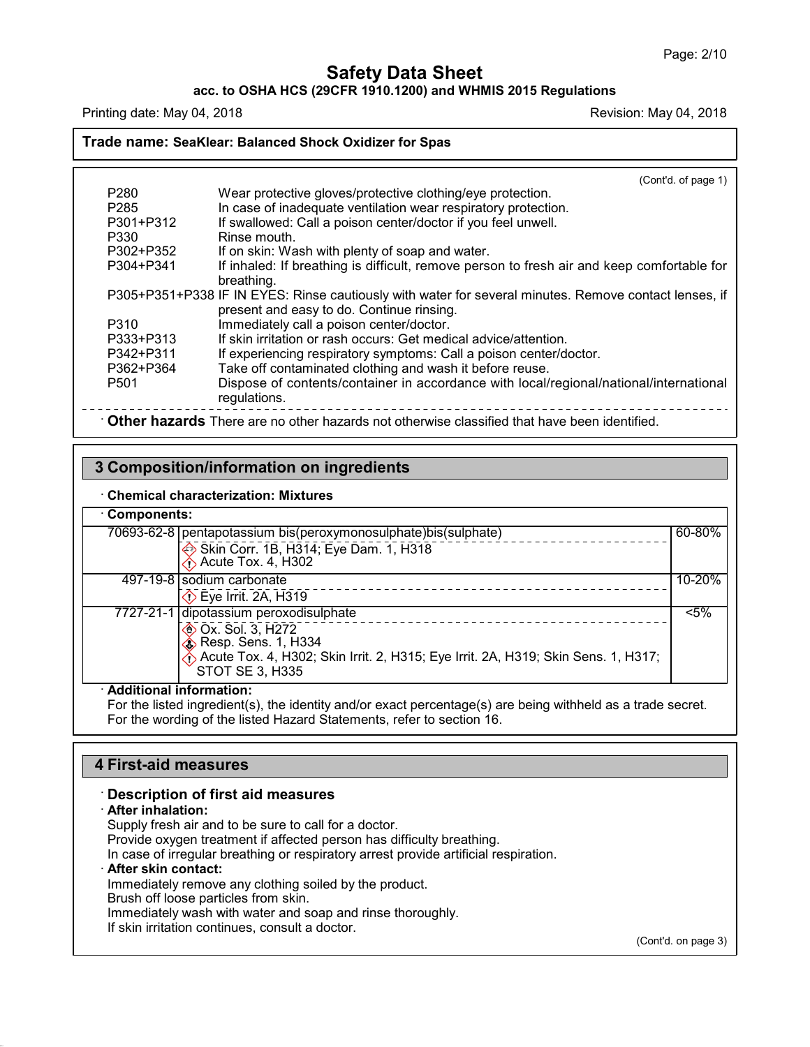**Trade name: SeaKlear: Balanced Shock Oxidizer for Spas**

(Cont'd. of page 1)

| | |
|---|---|
| P280 | Wear protective gloves/protective clothing/eye protection. |
| P285 | In case of inadequate ventilation wear respiratory protection. |
| P301+P312 | If swallowed: Call a poison center/doctor if you feel unwell. |
| P330 | Rinse mouth. |
| P302+P352 | If on skin: Wash with plenty of soap and water. |
| P304+P341 | If inhaled: If breathing is difficult, remove person to fresh air and keep comfortable for breathing. |
| P305+P351+P338 | IF IN EYES: Rinse cautiously with water for several minutes. Remove contact lenses, if present and easy to do. Continue rinsing. |
| P310 | Immediately call a poison center/doctor. |
| P333+P313 | If skin irritation or rash occurs: Get medical advice/attention. |
| P342+P311 | If experiencing respiratory symptoms: Call a poison center/doctor. |
| P362+P364 | Take off contaminated clothing and wash it before reuse. |
| P501 | Dispose of contents/container in accordance with local/regional/national/international regulations. |

· **Other hazards** There are no other hazards not otherwise classified that have been identified.

## 3 Composition/information on ingredients

· **Chemical characterization: Mixtures**

· **Components:**

| | | |
|---|---|---|
| 70693-62-8 | pentapotassium bis(peroxymonosulphate)bis(sulphate)<br>Skin Corr. 1B, H314; Eye Dam. 1, H318<br>Acute Tox. 4, H302 | 60-80% |
| 497-19-8 | sodium carbonate<br>Eye Irrit. 2A, H319 | 10-20% |
| 7727-21-1 | dipotassium peroxodisulphate<br>Ox. Sol. 3, H272<br>Resp. Sens. 1, H334<br>Acute Tox. 4, H302; Skin Irrit. 2, H315; Eye Irrit. 2A, H319; Skin Sens. 1, H317; STOT SE 3, H335 | <5% |

· **Additional information:**
For the listed ingredient(s), the identity and/or exact percentage(s) are being withheld as a trade secret.
For the wording of the listed Hazard Statements, refer to section 16.

## 4 First-aid measures

· **Description of first aid measures**

· **After inhalation:**
Supply fresh air and to be sure to call for a doctor.
Provide oxygen treatment if affected person has difficulty breathing.
In case of irregular breathing or respiratory arrest provide artificial respiration.

· **After skin contact:**
Immediately remove any clothing soiled by the product.
Brush off loose particles from skin.
Immediately wash with water and soap and rinse thoroughly.
If skin irritation continues, consult a doctor.

(Cont'd. on page 3)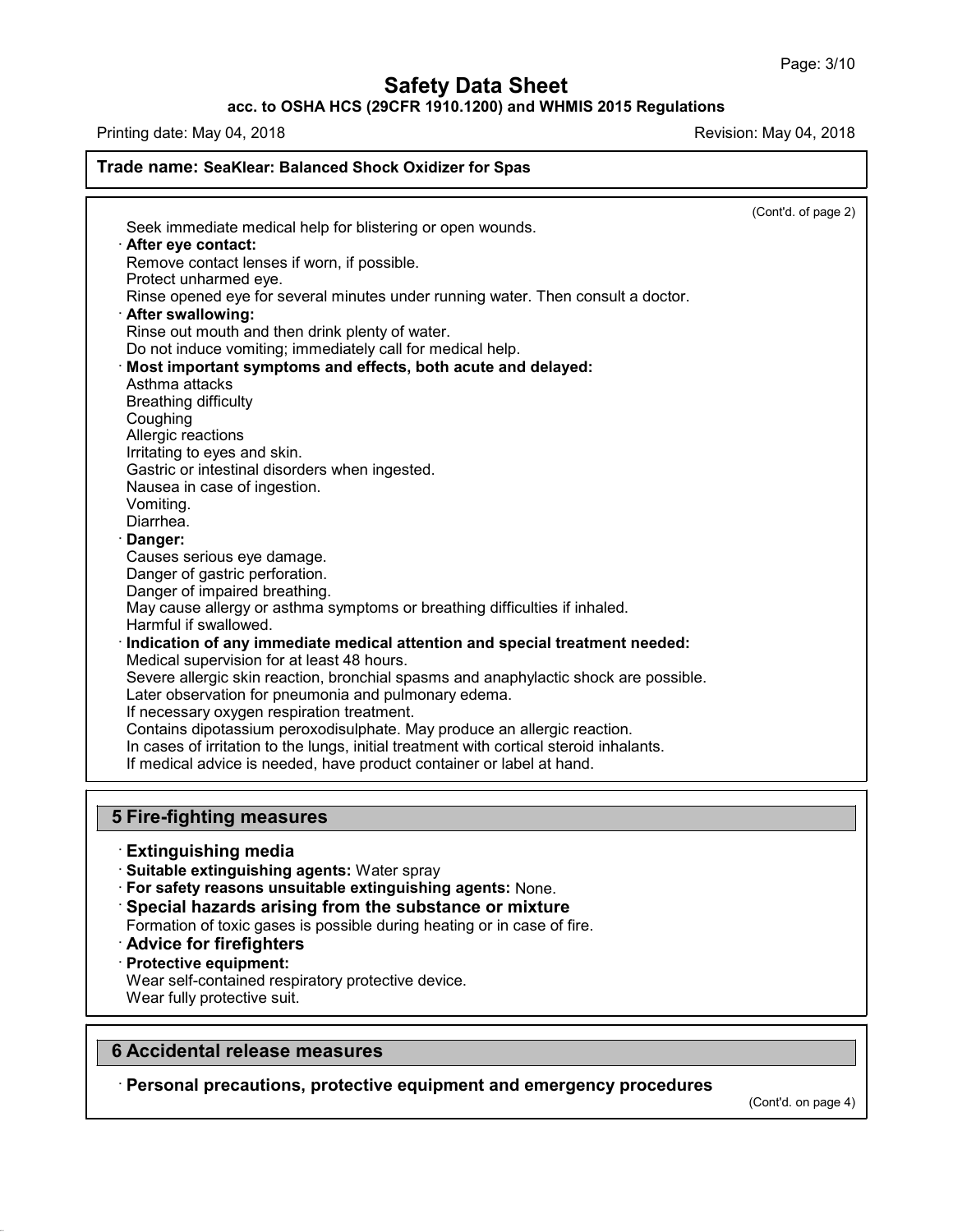(Cont'd. of page 2)

Seek immediate medical help for blistering or open wounds.

· **After eye contact:**
Remove contact lenses if worn, if possible.
Protect unharmed eye.
Rinse opened eye for several minutes under running water. Then consult a doctor.

· **After swallowing:**
Rinse out mouth and then drink plenty of water.
Do not induce vomiting; immediately call for medical help.

· **Most important symptoms and effects, both acute and delayed:**
Asthma attacks
Breathing difficulty
Coughing
Allergic reactions
Irritating to eyes and skin.
Gastric or intestinal disorders when ingested.
Nausea in case of ingestion.
Vomiting.
Diarrhea.

· **Danger:**
Causes serious eye damage.
Danger of gastric perforation.
Danger of impaired breathing.
May cause allergy or asthma symptoms or breathing difficulties if inhaled.
Harmful if swallowed.

· **Indication of any immediate medical attention and special treatment needed:**
Medical supervision for at least 48 hours.
Severe allergic skin reaction, bronchial spasms and anaphylactic shock are possible.
Later observation for pneumonia and pulmonary edema.
If necessary oxygen respiration treatment.
Contains dipotassium peroxodisulphate. May produce an allergic reaction.
In cases of irritation to the lungs, initial treatment with cortical steroid inhalants.
If medical advice is needed, have product container or label at hand.

## 5 Fire-fighting measures

### · Extinguishing media

· **Suitable extinguishing agents:** Water spray
· **For safety reasons unsuitable extinguishing agents:** None.

### · Special hazards arising from the substance or mixture

Formation of toxic gases is possible during heating or in case of fire.

### · Advice for firefighters

· **Protective equipment:**
Wear self-contained respiratory protective device.
Wear fully protective suit.

## 6 Accidental release measures

### · Personal precautions, protective equipment and emergency procedures

(Cont'd. on page 4)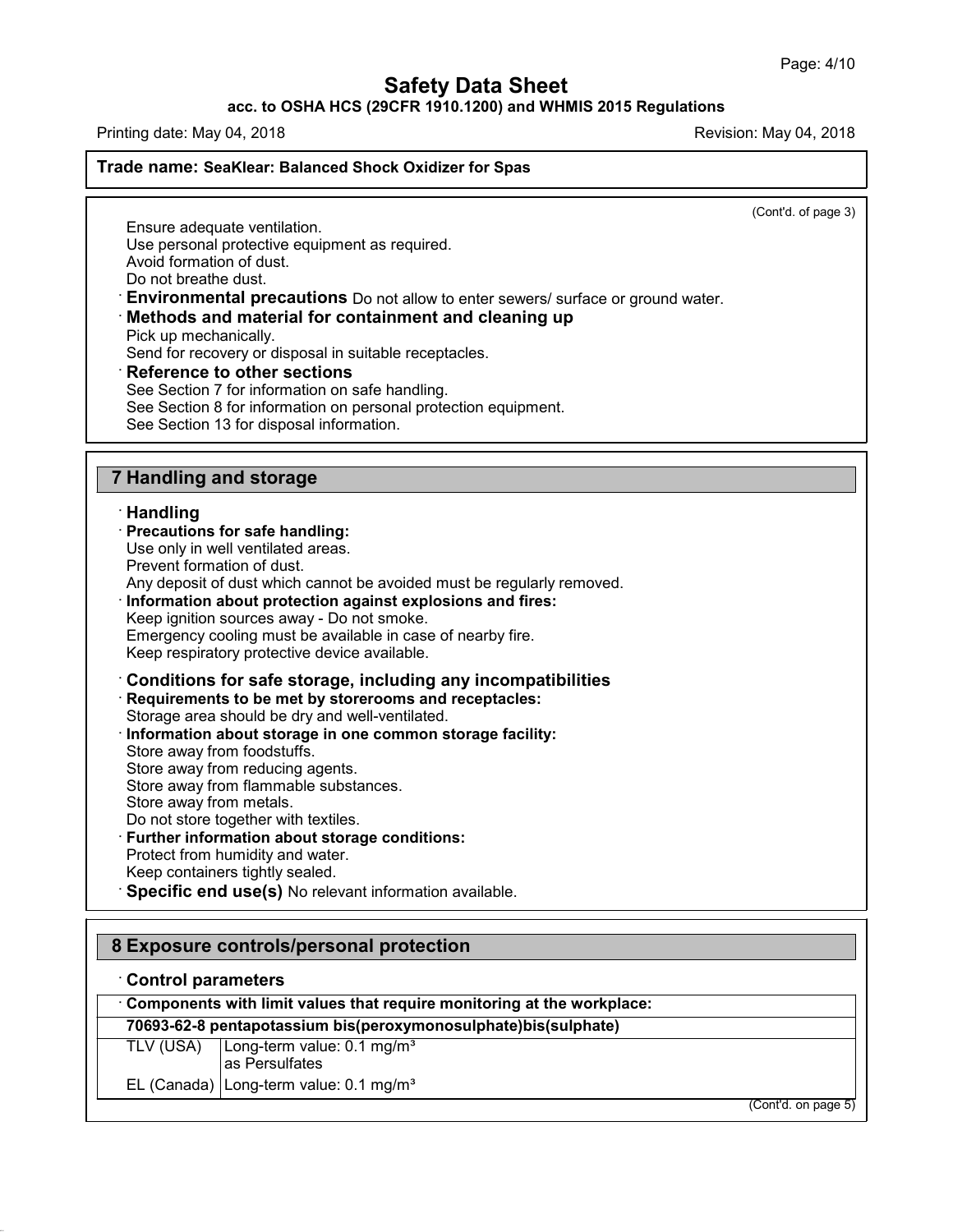**Trade name: SeaKlear: Balanced Shock Oxidizer for Spas**

(Cont'd. of page 3)

Ensure adequate ventilation.
Use personal protective equipment as required.
Avoid formation of dust.
Do not breathe dust.

· **Environmental precautions** Do not allow to enter sewers/ surface or ground water.

· **Methods and material for containment and cleaning up**
Pick up mechanically.
Send for recovery or disposal in suitable receptacles.

· **Reference to other sections**
See Section 7 for information on safe handling.
See Section 8 for information on personal protection equipment.
See Section 13 for disposal information.

## 7 Handling and storage

· **Handling**

· **Precautions for safe handling:**
Use only in well ventilated areas.
Prevent formation of dust.
Any deposit of dust which cannot be avoided must be regularly removed.

· **Information about protection against explosions and fires:**
Keep ignition sources away - Do not smoke.
Emergency cooling must be available in case of nearby fire.
Keep respiratory protective device available.

· **Conditions for safe storage, including any incompatibilities**

· **Requirements to be met by storerooms and receptacles:**
Storage area should be dry and well-ventilated.

· **Information about storage in one common storage facility:**
Store away from foodstuffs.
Store away from reducing agents.
Store away from flammable substances.
Store away from metals.
Do not store together with textiles.

· **Further information about storage conditions:**
Protect from humidity and water.
Keep containers tightly sealed.

· **Specific end use(s)** No relevant information available.

## 8 Exposure controls/personal protection

· **Control parameters**

| · **Components with limit values that require monitoring at the workplace:** | |
|---|---|
| **70693-62-8 pentapotassium bis(peroxymonosulphate)bis(sulphate)** | |
| TLV (USA) | Long-term value: 0.1 mg/m³<br>as Persulfates |
| EL (Canada) | Long-term value: 0.1 mg/m³ |

(Cont'd. on page 5)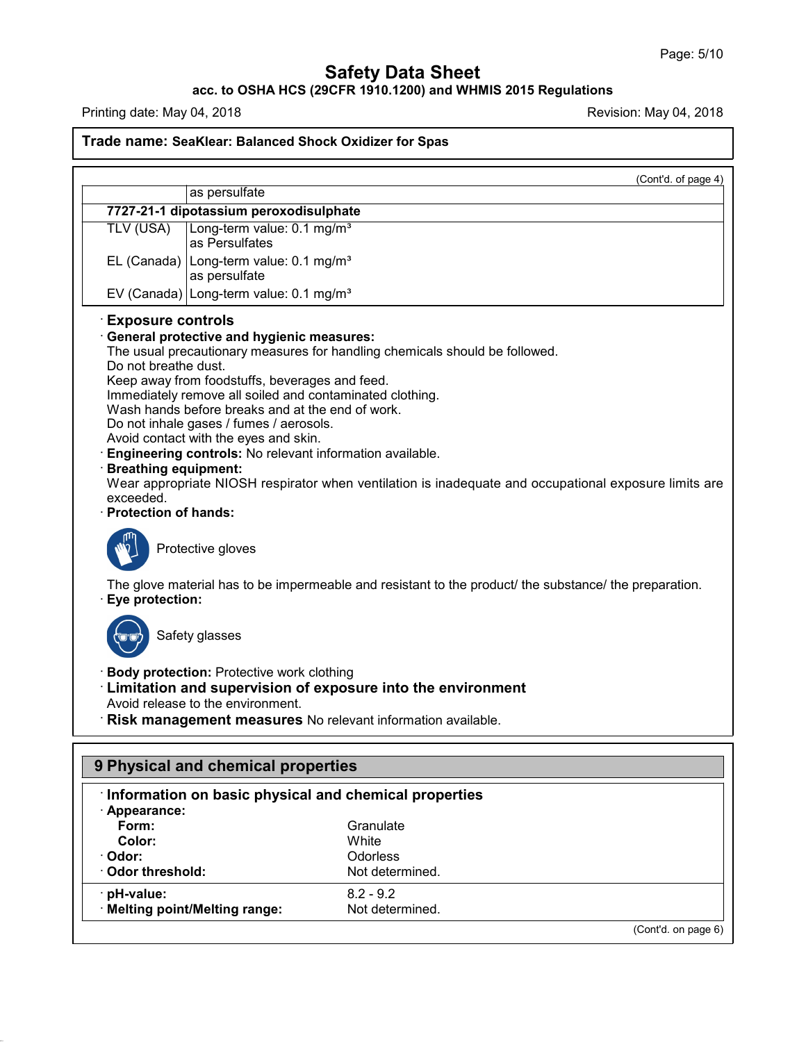Trade name: **SeaKlear: Balanced Shock Oxidizer for Spas**

(Cont'd. of page 4)

| | |
|---|---|
| | as persulfate |
| **7727-21-1 dipotassium peroxodisulphate** | |
| TLV (USA) | Long-term value: 0.1 mg/m³ as Persulfates |
| EL (Canada) | Long-term value: 0.1 mg/m³ as persulfate |
| EV (Canada) | Long-term value: 0.1 mg/m³ |

· **Exposure controls**

· **General protective and hygienic measures:**
The usual precautionary measures for handling chemicals should be followed.
Do not breathe dust.
Keep away from foodstuffs, beverages and feed.
Immediately remove all soiled and contaminated clothing.
Wash hands before breaks and at the end of work.
Do not inhale gases / fumes / aerosols.
Avoid contact with the eyes and skin.

· **Engineering controls:** No relevant information available.

· **Breathing equipment:**
Wear appropriate NIOSH respirator when ventilation is inadequate and occupational exposure limits are exceeded.

· **Protection of hands:**

Protective gloves

The glove material has to be impermeable and resistant to the product/ the substance/ the preparation.

· **Eye protection:**

Safety glasses

· **Body protection:** Protective work clothing

· **Limitation and supervision of exposure into the environment**
Avoid release to the environment.

· **Risk management measures** No relevant information available.

## 9 Physical and chemical properties

· **Information on basic physical and chemical properties**

| | |
|---|---|
| · **Appearance:** | |
| **Form:** | Granulate |
| **Color:** | White |
| · **Odor:** | Odorless |
| · **Odor threshold:** | Not determined. |
| · **pH-value:** | 8.2 - 9.2 |
| · **Melting point/Melting range:** | Not determined. |

(Cont'd. on page 6)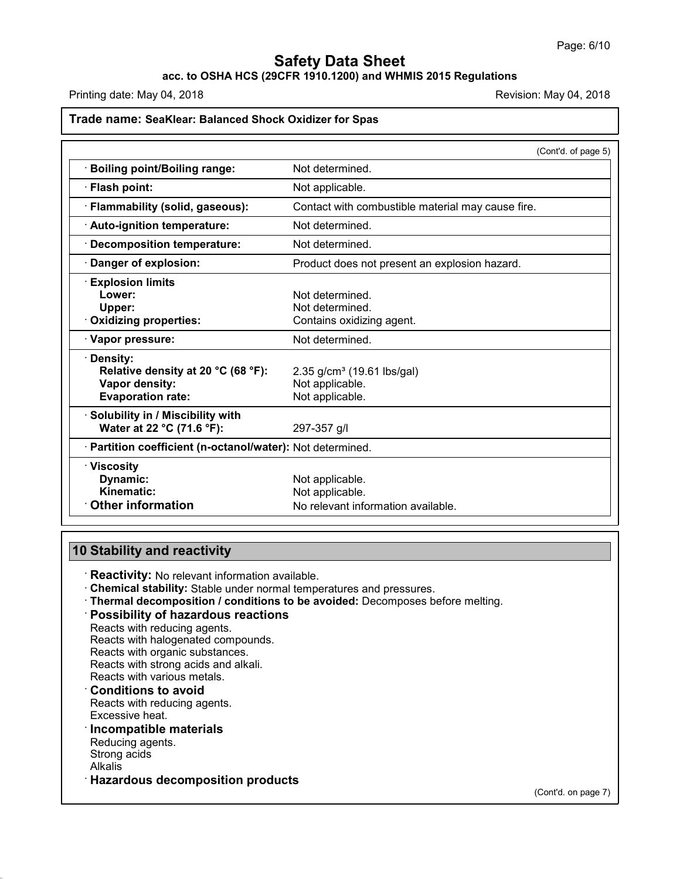**Trade name: SeaKlear: Balanced Shock Oxidizer for Spas**

(Cont'd. of page 5)

| | |
|---|---|
| · **Boiling point/Boiling range:** | Not determined. |
| · **Flash point:** | Not applicable. |
| · **Flammability (solid, gaseous):** | Contact with combustible material may cause fire. |
| · **Auto-ignition temperature:** | Not determined. |
| · **Decomposition temperature:** | Not determined. |
| · **Danger of explosion:** | Product does not present an explosion hazard. |
| · **Explosion limits** | |
| **Lower:** | Not determined. |
| **Upper:** | Not determined. |
| · **Oxidizing properties:** | Contains oxidizing agent. |
| · **Vapor pressure:** | Not determined. |
| · **Density:** | |
| **Relative density at 20 °C (68 °F):** | 2.35 g/cm³ (19.61 lbs/gal) |
| **Vapor density:** | Not applicable. |
| **Evaporation rate:** | Not applicable. |
| · **Solubility in / Miscibility with** | |
| **Water at 22 °C (71.6 °F):** | 297-357 g/l |
| · **Partition coefficient (n-octanol/water):** | Not determined. |
| · **Viscosity** | |
| **Dynamic:** | Not applicable. |
| **Kinematic:** | Not applicable. |
| · **Other information** | No relevant information available. |

## 10 Stability and reactivity

· **Reactivity:** No relevant information available.

· **Chemical stability:** Stable under normal temperatures and pressures.

· **Thermal decomposition / conditions to be avoided:** Decomposes before melting.

· **Possibility of hazardous reactions**

Reacts with reducing agents.
Reacts with halogenated compounds.
Reacts with organic substances.
Reacts with strong acids and alkali.
Reacts with various metals.

· **Conditions to avoid**

Reacts with reducing agents.
Excessive heat.

· **Incompatible materials**

Reducing agents.
Strong acids
Alkalis

· **Hazardous decomposition products**

(Cont'd. on page 7)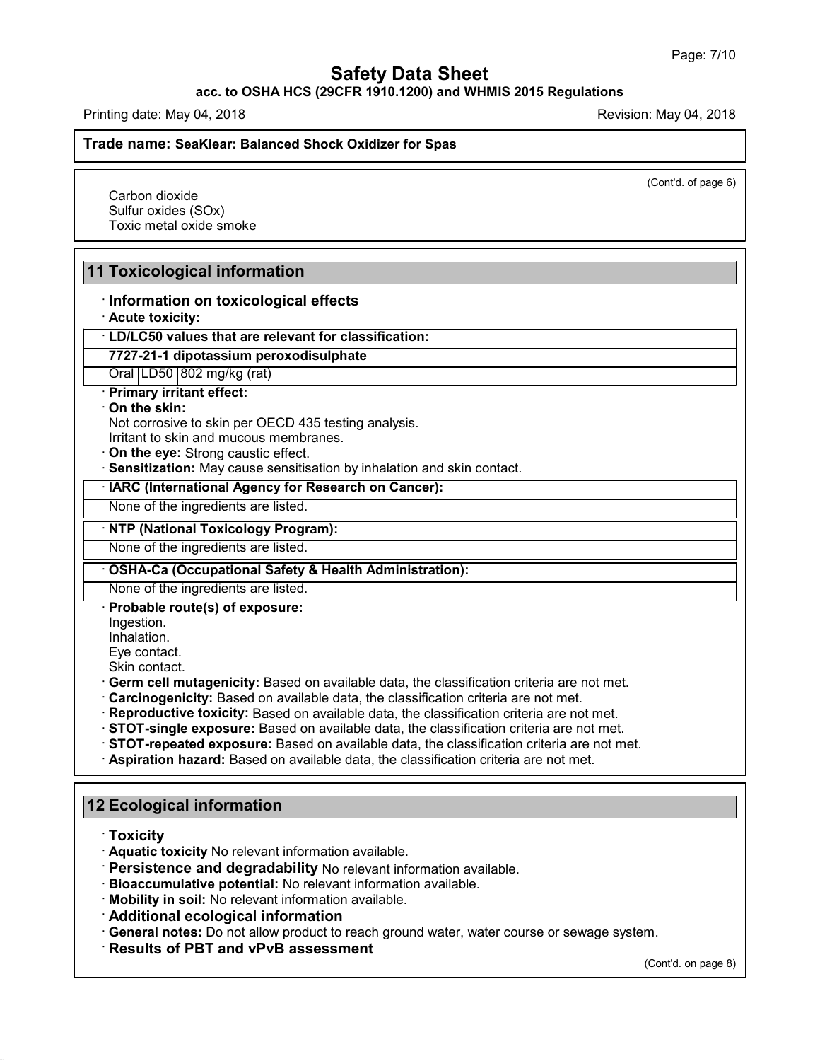(Cont'd. of page 6)

Carbon dioxide
Sulfur oxides (SOx)
Toxic metal oxide smoke

## 11 Toxicological information

· **Information on toxicological effects**
· **Acute toxicity:**

| · **LD/LC50 values that are relevant for classification:** | | |
|---|---|---|
| **7727-21-1 dipotassium peroxodisulphate** | | |
| Oral | LD50 | 802 mg/kg (rat) |

· **Primary irritant effect:**
· **On the skin:**
Not corrosive to skin per OECD 435 testing analysis.
Irritant to skin and mucous membranes.
· **On the eye:** Strong caustic effect.
· **Sensitization:** May cause sensitisation by inhalation and skin contact.

· **IARC (International Agency for Research on Cancer):**
None of the ingredients are listed.

· **NTP (National Toxicology Program):**
None of the ingredients are listed.

· **OSHA-Ca (Occupational Safety & Health Administration):**
None of the ingredients are listed.

· **Probable route(s) of exposure:**
Ingestion.
Inhalation.
Eye contact.
Skin contact.
· **Germ cell mutagenicity:** Based on available data, the classification criteria are not met.
· **Carcinogenicity:** Based on available data, the classification criteria are not met.
· **Reproductive toxicity:** Based on available data, the classification criteria are not met.
· **STOT-single exposure:** Based on available data, the classification criteria are not met.
· **STOT-repeated exposure:** Based on available data, the classification criteria are not met.
· **Aspiration hazard:** Based on available data, the classification criteria are not met.

## 12 Ecological information

· **Toxicity**
· **Aquatic toxicity** No relevant information available.
· **Persistence and degradability** No relevant information available.
· **Bioaccumulative potential:** No relevant information available.
· **Mobility in soil:** No relevant information available.
· **Additional ecological information**
· **General notes:** Do not allow product to reach ground water, water course or sewage system.
· **Results of PBT and vPvB assessment**

(Cont'd. on page 8)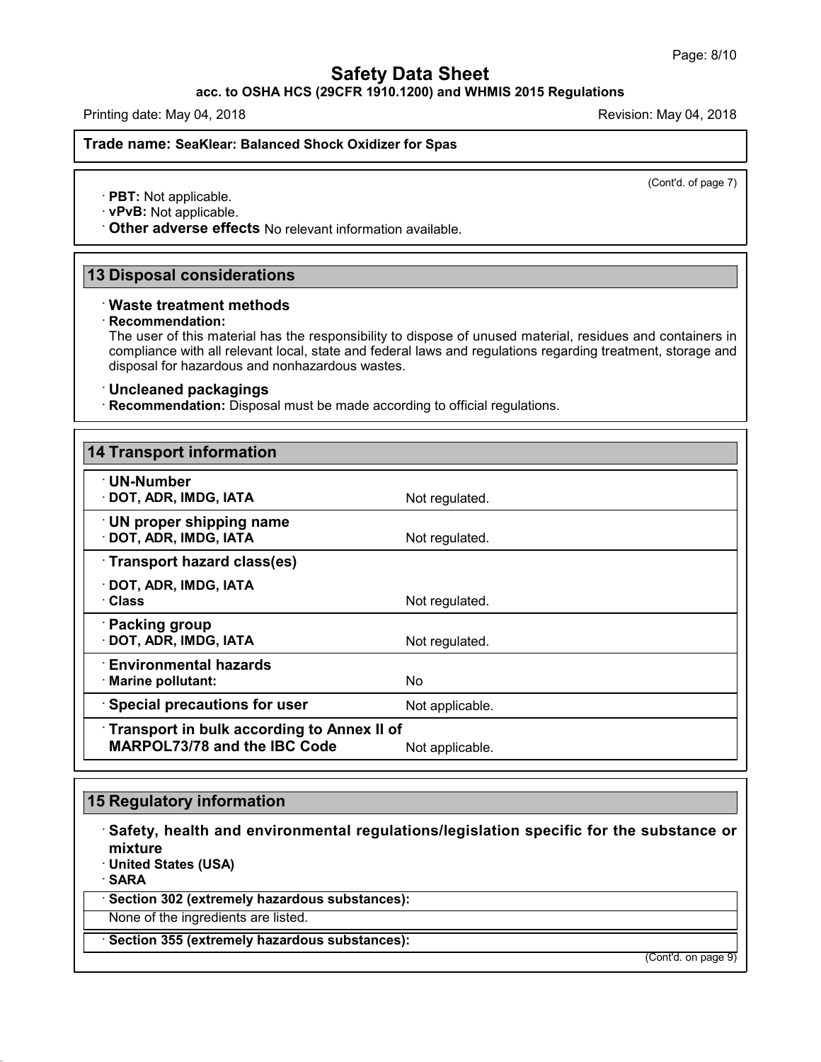**Trade name: SeaKlear: Balanced Shock Oxidizer for Spas**

(Cont'd. of page 7)

· **PBT:** Not applicable.
· **vPvB:** Not applicable.
· **Other adverse effects** No relevant information available.

## 13 Disposal considerations

· **Waste treatment methods**
· **Recommendation:**
The user of this material has the responsibility to dispose of unused material, residues and containers in compliance with all relevant local, state and federal laws and regulations regarding treatment, storage and disposal for hazardous and nonhazardous wastes.

· **Uncleaned packagings**
· **Recommendation:** Disposal must be made according to official regulations.

## 14 Transport information

| | |
|---|---|
| · **UN-Number** | |
| · **DOT, ADR, IMDG, IATA** | Not regulated. |
| · **UN proper shipping name** | |
| · **DOT, ADR, IMDG, IATA** | Not regulated. |
| · **Transport hazard class(es)** | |
| · **DOT, ADR, IMDG, IATA** | |
| · **Class** | Not regulated. |
| · **Packing group** | |
| · **DOT, ADR, IMDG, IATA** | Not regulated. |
| · **Environmental hazards** | |
| · **Marine pollutant:** | No |
| · **Special precautions for user** | Not applicable. |
| · **Transport in bulk according to Annex II of MARPOL73/78 and the IBC Code** | Not applicable. |

## 15 Regulatory information

· **Safety, health and environmental regulations/legislation specific for the substance or mixture**
· **United States (USA)**
· **SARA**

· **Section 302 (extremely hazardous substances):**

None of the ingredients are listed.

· **Section 355 (extremely hazardous substances):**

(Cont'd. on page 9)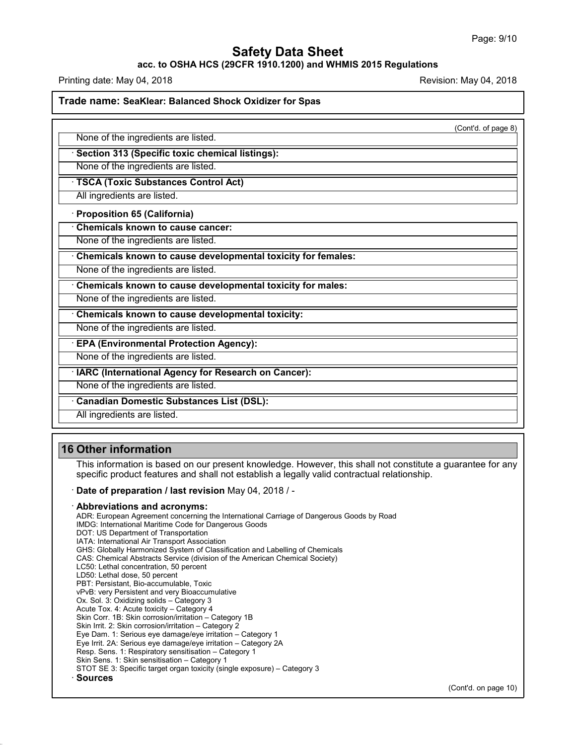**Trade name: SeaKlear: Balanced Shock Oxidizer for Spas**

(Cont'd. of page 8)

None of the ingredients are listed.

· **Section 313 (Specific toxic chemical listings):**

None of the ingredients are listed.

· **TSCA (Toxic Substances Control Act)**

All ingredients are listed.

· **Proposition 65 (California)**

· **Chemicals known to cause cancer:**

None of the ingredients are listed.

· **Chemicals known to cause developmental toxicity for females:**

None of the ingredients are listed.

· **Chemicals known to cause developmental toxicity for males:**

None of the ingredients are listed.

· **Chemicals known to cause developmental toxicity:**

None of the ingredients are listed.

· **EPA (Environmental Protection Agency):**

None of the ingredients are listed.

· **IARC (International Agency for Research on Cancer):**

None of the ingredients are listed.

· **Canadian Domestic Substances List (DSL):**

All ingredients are listed.

## 16 Other information

This information is based on our present knowledge. However, this shall not constitute a guarantee for any specific product features and shall not establish a legally valid contractual relationship.

· **Date of preparation / last revision** May 04, 2018 / -

· **Abbreviations and acronyms:**

ADR: European Agreement concerning the International Carriage of Dangerous Goods by Road
IMDG: International Maritime Code for Dangerous Goods
DOT: US Department of Transportation
IATA: International Air Transport Association
GHS: Globally Harmonized System of Classification and Labelling of Chemicals
CAS: Chemical Abstracts Service (division of the American Chemical Society)
LC50: Lethal concentration, 50 percent
LD50: Lethal dose, 50 percent
PBT: Persistant, Bio-accumulable, Toxic
vPvB: very Persistent and very Bioaccumulative
Ox. Sol. 3: Oxidizing solids – Category 3
Acute Tox. 4: Acute toxicity – Category 4
Skin Corr. 1B: Skin corrosion/irritation – Category 1B
Skin Irrit. 2: Skin corrosion/irritation – Category 2
Eye Dam. 1: Serious eye damage/eye irritation – Category 1
Eye Irrit. 2A: Serious eye damage/eye irritation – Category 2A
Resp. Sens. 1: Respiratory sensitisation – Category 1
Skin Sens. 1: Skin sensitisation – Category 1
STOT SE 3: Specific target organ toxicity (single exposure) – Category 3

· **Sources**

(Cont'd. on page 10)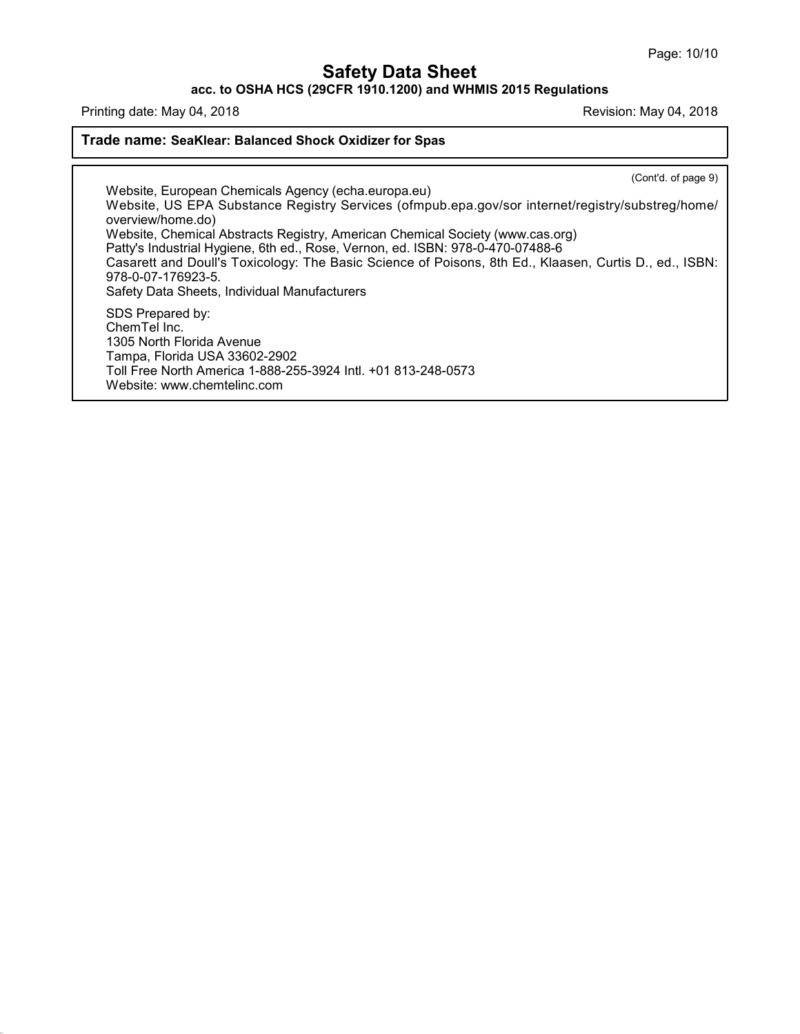**Trade name: SeaKlear: Balanced Shock Oxidizer for Spas**

(Cont'd. of page 9)

Website, European Chemicals Agency (echa.europa.eu)
Website, US EPA Substance Registry Services (ofmpub.epa.gov/sor internet/registry/substreg/home/overview/home.do)
Website, Chemical Abstracts Registry, American Chemical Society (www.cas.org)
Patty's Industrial Hygiene, 6th ed., Rose, Vernon, ed. ISBN: 978-0-470-07488-6
Casarett and Doull's Toxicology: The Basic Science of Poisons, 8th Ed., Klaasen, Curtis D., ed., ISBN: 978-0-07-176923-5.
Safety Data Sheets, Individual Manufacturers

SDS Prepared by:
ChemTel Inc.
1305 North Florida Avenue
Tampa, Florida USA 33602-2902
Toll Free North America 1-888-255-3924 Intl. +01 813-248-0573
Website: www.chemtelinc.com